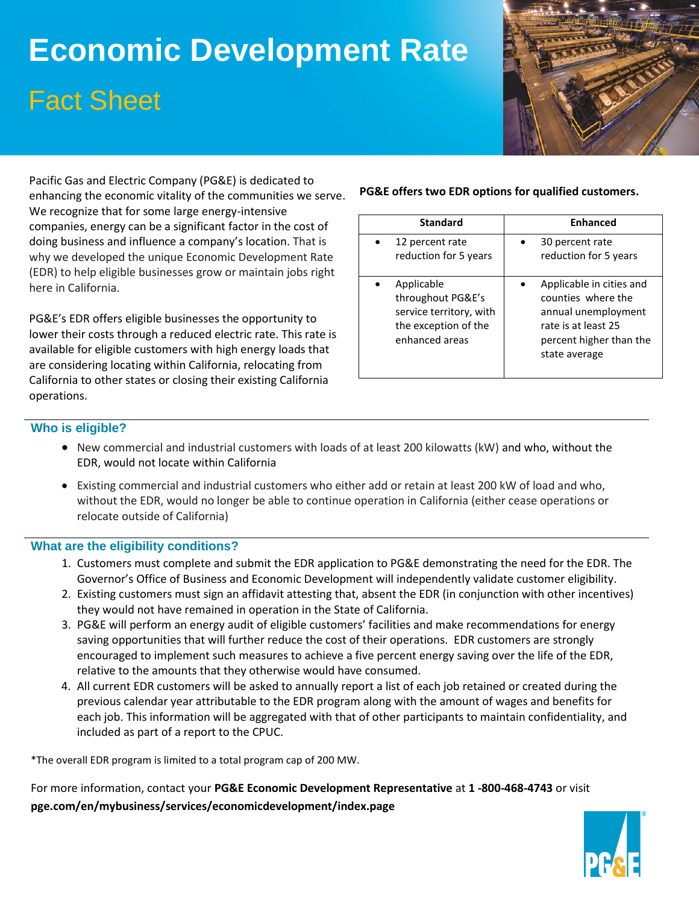# Economic Development Rate

## Fact Sheet

Pacific Gas and Electric Company (PG&E) is dedicated to enhancing the economic vitality of the communities we serve. We recognize that for some large energy-intensive companies, energy can be a significant factor in the cost of doing business and influence a company's location. That is why we developed the unique Economic Development Rate (EDR) to help eligible businesses grow or maintain jobs right here in California.

PG&E's EDR offers eligible businesses the opportunity to lower their costs through a reduced electric rate. This rate is available for eligible customers with high energy loads that are considering locating within California, relocating from California to other states or closing their existing California operations.

**PG&E offers two EDR options for qualified customers.**

| Standard | Enhanced |
| --- | --- |
| • 12 percent rate reduction for 5 years | • 30 percent rate reduction for 5 years |
| • Applicable throughout PG&E's service territory, with the exception of the enhanced areas | • Applicable in cities and counties where the annual unemployment rate is at least 25 percent higher than the state average |

### Who is eligible?

- New commercial and industrial customers with loads of at least 200 kilowatts (kW) and who, without the EDR, would not locate within California
- Existing commercial and industrial customers who either add or retain at least 200 kW of load and who, without the EDR, would no longer be able to continue operation in California (either cease operations or relocate outside of California)

### What are the eligibility conditions?

1. Customers must complete and submit the EDR application to PG&E demonstrating the need for the EDR. The Governor's Office of Business and Economic Development will independently validate customer eligibility.
2. Existing customers must sign an affidavit attesting that, absent the EDR (in conjunction with other incentives) they would not have remained in operation in the State of California.
3. PG&E will perform an energy audit of eligible customers' facilities and make recommendations for energy saving opportunities that will further reduce the cost of their operations. EDR customers are strongly encouraged to implement such measures to achieve a five percent energy saving over the life of the EDR, relative to the amounts that they otherwise would have consumed.
4. All current EDR customers will be asked to annually report a list of each job retained or created during the previous calendar year attributable to the EDR program along with the amount of wages and benefits for each job. This information will be aggregated with that of other participants to maintain confidentiality, and included as part of a report to the CPUC.

*The overall EDR program is limited to a total program cap of 200 MW.

For more information, contact your **PG&E Economic Development Representative** at **1 -800-468-4743** or visit **pge.com/en/mybusiness/services/economicdevelopment/index.page**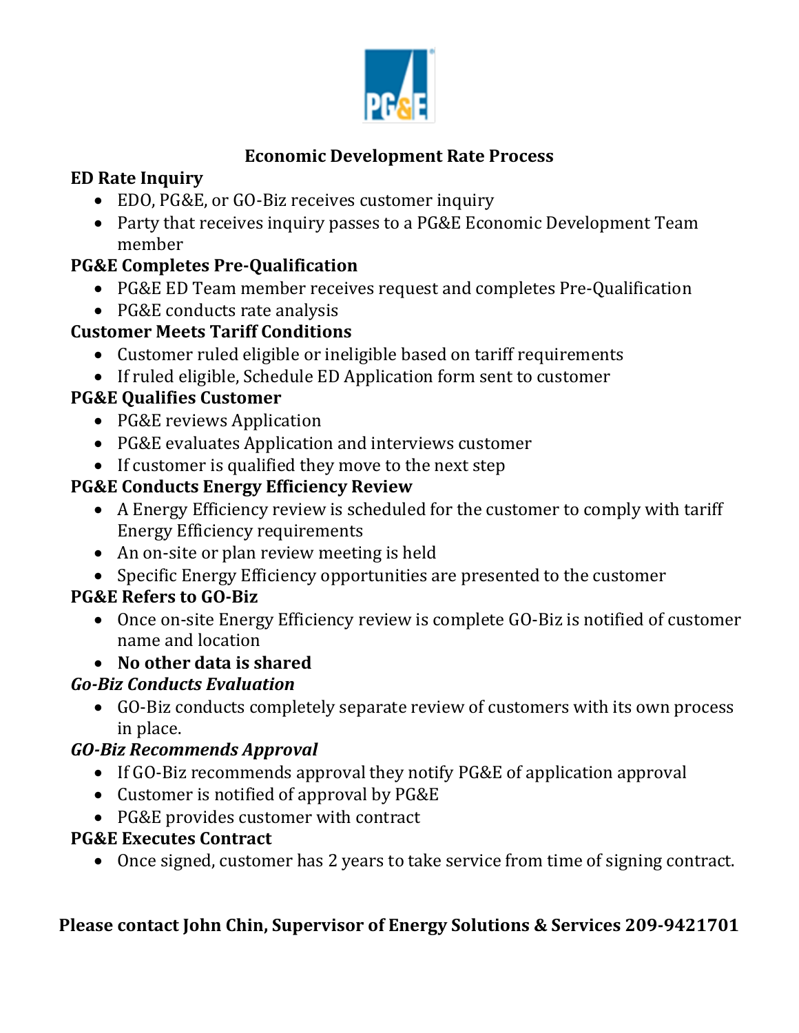# Economic Development Rate Process

## ED Rate Inquiry

- EDO, PG&E, or GO-Biz receives customer inquiry
- Party that receives inquiry passes to a PG&E Economic Development Team member

## PG&E Completes Pre-Qualification

- PG&E ED Team member receives request and completes Pre-Qualification
- PG&E conducts rate analysis

## Customer Meets Tariff Conditions

- Customer ruled eligible or ineligible based on tariff requirements
- If ruled eligible, Schedule ED Application form sent to customer

## PG&E Qualifies Customer

- PG&E reviews Application
- PG&E evaluates Application and interviews customer
- If customer is qualified they move to the next step

## PG&E Conducts Energy Efficiency Review

- A Energy Efficiency review is scheduled for the customer to comply with tariff Energy Efficiency requirements
- An on-site or plan review meeting is held
- Specific Energy Efficiency opportunities are presented to the customer

## PG&E Refers to GO-Biz

- Once on-site Energy Efficiency review is complete GO-Biz is notified of customer name and location
- **No other data is shared**

## *Go-Biz Conducts Evaluation*

- GO-Biz conducts completely separate review of customers with its own process in place.

## *GO-Biz Recommends Approval*

- If GO-Biz recommends approval they notify PG&E of application approval
- Customer is notified of approval by PG&E
- PG&E provides customer with contract

## PG&E Executes Contract

- Once signed, customer has 2 years to take service from time of signing contract.

**Please contact John Chin, Supervisor of Energy Solutions & Services 209-9421701**